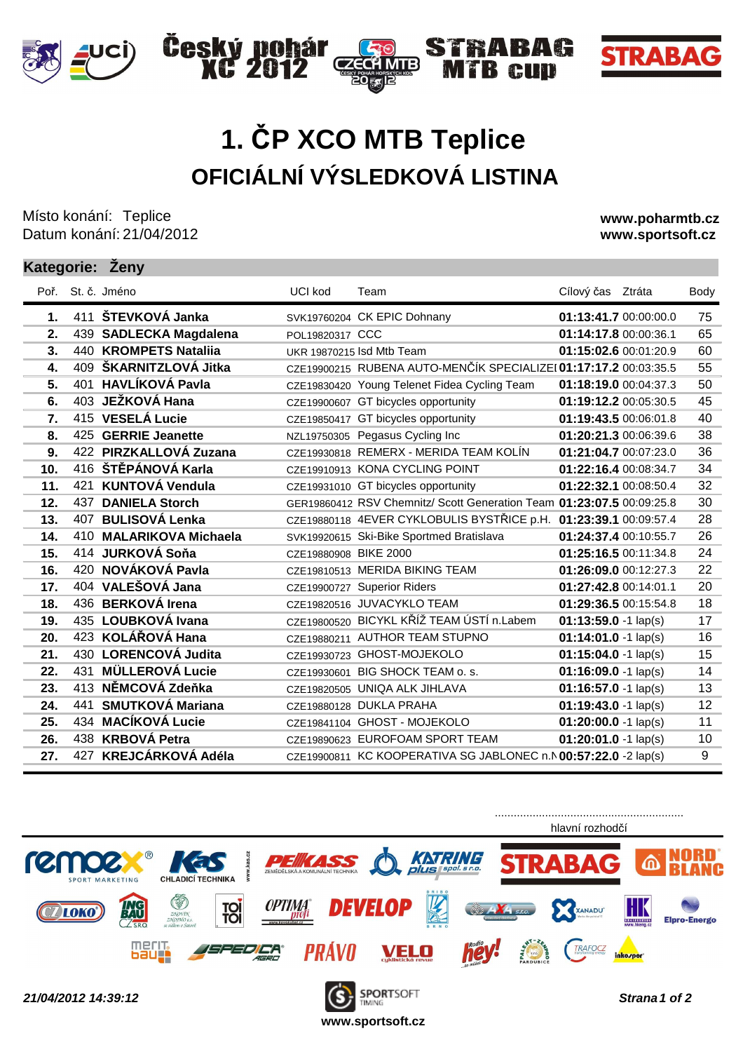# 1. ČP XCO MTB Teplice

## OFICIÁLNÍ VÝSLEDKOVÁ LISTINA

Místo konání: Teplice
Datum konání: 21/04/2012

**www.poharmtb.cz**
**www.sportsoft.cz**

### Kategorie: Ženy

| Poř. | St. č. | Jméno | UCI kod | Team | Cílový čas | Ztráta | Body |
|---|---|---|---|---|---|---|---|
| **1.** | 411 | **ŠTEVKOVÁ Janka** | SVK19760204 | CK EPIC Dohnany | **01:13:41.7** | 00:00:00.0 | 75 |
| **2.** | 439 | **SADLECKA Magdalena** | POL19820317 | CCC | **01:14:17.8** | 00:00:36.1 | 65 |
| **3.** | 440 | **KROMPETS Nataliia** | UKR 19870215 | Isd Mtb Team | **01:15:02.6** | 00:01:20.9 | 60 |
| **4.** | 409 | **ŠKARNITZLOVÁ Jitka** | CZE19900215 | RUBENA AUTO-MENČÍK SPECIALIZE | **01:17:17.2** | 00:03:35.5 | 55 |
| **5.** | 401 | **HAVLÍKOVÁ Pavla** | CZE19830420 | Young Telenet Fidea Cycling Team | **01:18:19.0** | 00:04:37.3 | 50 |
| **6.** | 403 | **JEŽKOVÁ Hana** | CZE19900607 | GT bicycles opportunity | **01:19:12.2** | 00:05:30.5 | 45 |
| **7.** | 415 | **VESELÁ Lucie** | CZE19850417 | GT bicycles opportunity | **01:19:43.5** | 00:06:01.8 | 40 |
| **8.** | 425 | **GERRIE Jeanette** | NZL19750305 | Pegasus Cycling Inc | **01:20:21.3** | 00:06:39.6 | 38 |
| **9.** | 422 | **PIRZKALLOVÁ Zuzana** | CZE19930818 | REMERX - MERIDA TEAM KOLÍN | **01:21:04.7** | 00:07:23.0 | 36 |
| **10.** | 416 | **ŠTĚPÁNOVÁ Karla** | CZE19910913 | KONA CYCLING POINT | **01:22:16.4** | 00:08:34.7 | 34 |
| **11.** | 421 | **KUNTOVÁ Vendula** | CZE19931010 | GT bicycles opportunity | **01:22:32.1** | 00:08:50.4 | 32 |
| **12.** | 437 | **DANIELA Storch** | GER19860412 | RSV Chemnitz/ Scott Generation Team | **01:23:07.5** | 00:09:25.8 | 30 |
| **13.** | 407 | **BULISOVÁ Lenka** | CZE19880118 | 4EVER CYKLOBULIS BYSTŘICE p.H. | **01:23:39.1** | 00:09:57.4 | 28 |
| **14.** | 410 | **MALARIKOVA Michaela** | SVK19920615 | Ski-Bike Sportmed Bratislava | **01:24:37.4** | 00:10:55.7 | 26 |
| **15.** | 414 | **JURKOVÁ Soňa** | CZE19880908 | BIKE 2000 | **01:25:16.5** | 00:11:34.8 | 24 |
| **16.** | 420 | **NOVÁKOVÁ Pavla** | CZE19810513 | MERIDA BIKING TEAM | **01:26:09.0** | 00:12:27.3 | 22 |
| **17.** | 404 | **VALEŠOVÁ Jana** | CZE19900727 | Superior Riders | **01:27:42.8** | 00:14:01.1 | 20 |
| **18.** | 436 | **BERKOVÁ Irena** | CZE19820516 | JUVACYKLO TEAM | **01:29:36.5** | 00:15:54.8 | 18 |
| **19.** | 435 | **LOUBKOVÁ Ivana** | CZE19800520 | BICYKL KŘÍŽ TEAM ÚSTÍ n.Labem | **01:13:59.0** | -1 lap(s) | 17 |
| **20.** | 423 | **KOLÁŘOVÁ Hana** | CZE19880211 | AUTHOR TEAM STUPNO | **01:14:01.0** | -1 lap(s) | 16 |
| **21.** | 430 | **LORENCOVÁ Judita** | CZE19930723 | GHOST-MOJEKOLO | **01:15:04.0** | -1 lap(s) | 15 |
| **22.** | 431 | **MÜLLEROVÁ Lucie** | CZE19930601 | BIG SHOCK TEAM o. s. | **01:16:09.0** | -1 lap(s) | 14 |
| **23.** | 413 | **NĚMCOVÁ Zdeňka** | CZE19820505 | UNIQA ALK JIHLAVA | **01:16:57.0** | -1 lap(s) | 13 |
| **24.** | 441 | **SMUTKOVÁ Mariana** | CZE19880128 | DUKLA PRAHA | **01:19:43.0** | -1 lap(s) | 12 |
| **25.** | 434 | **MACÍKOVÁ Lucie** | CZE19841104 | GHOST - MOJEKOLO | **01:20:00.0** | -1 lap(s) | 11 |
| **26.** | 438 | **KRBOVÁ Petra** | CZE19890623 | EUROFOAM SPORT TEAM | **01:20:01.0** | -1 lap(s) | 10 |
| **27.** | 427 | **KREJCÁRKOVÁ Adéla** | CZE19900811 | KC KOOPERATIVA SG JABLONEC n.N | **00:57:22.0** | -2 lap(s) | 9 |

............................................................
hlavní rozhodčí

*21/04/2012 14:39:12*

www.sportsoft.cz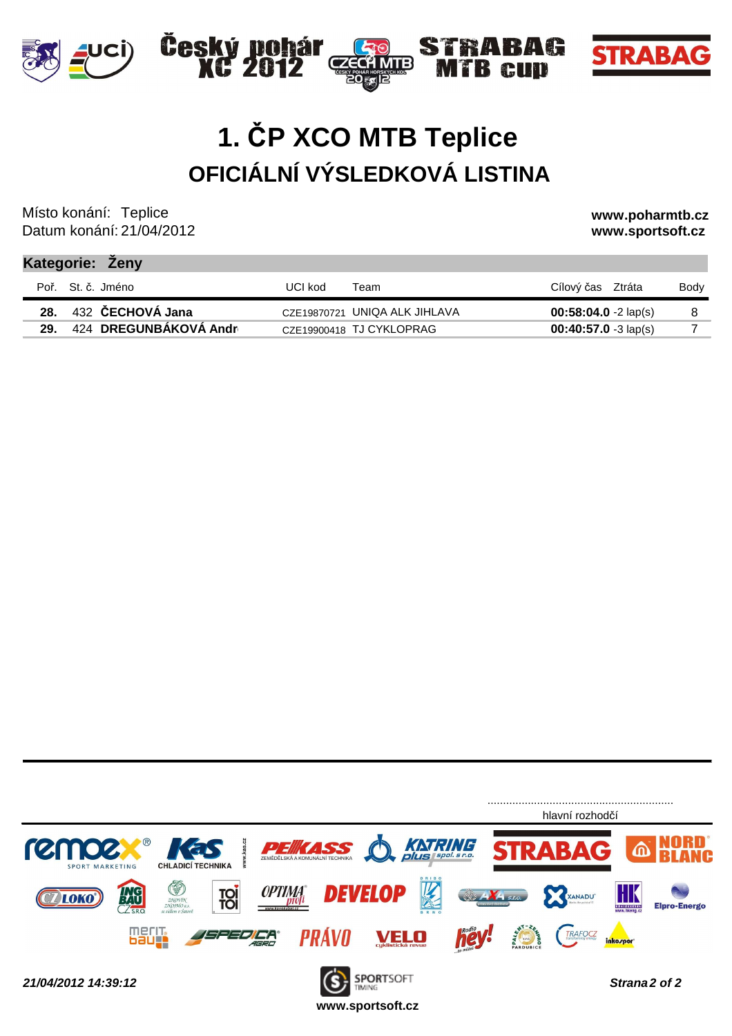# 1. ČP XCO MTB Teplice

## OFICIÁLNÍ VÝSLEDKOVÁ LISTINA

Místo konání: Teplice
Datum konání: 21/04/2012

**www.poharmtb.cz**
**www.sportsoft.cz**

**Kategorie: Ženy**

| Poř. | St. č. | Jméno | UCI kod | Team | Cílový čas | Ztráta | Body |
|---|---|---|---|---|---|---|---|
| **28.** | 432 | **ČECHOVÁ Jana** | CZE19870721 | UNIQA ALK JIHLAVA | **00:58:04.0** | -2 lap(s) | 8 |
| **29.** | 424 | **DREGUNBÁKOVÁ Andr** | CZE19900418 | TJ CYKLOPRAG | **00:40:57.0** | -3 lap(s) | 7 |

............................................................
hlavní rozhodčí

*21/04/2012 14:39:12*

www.sportsoft.cz